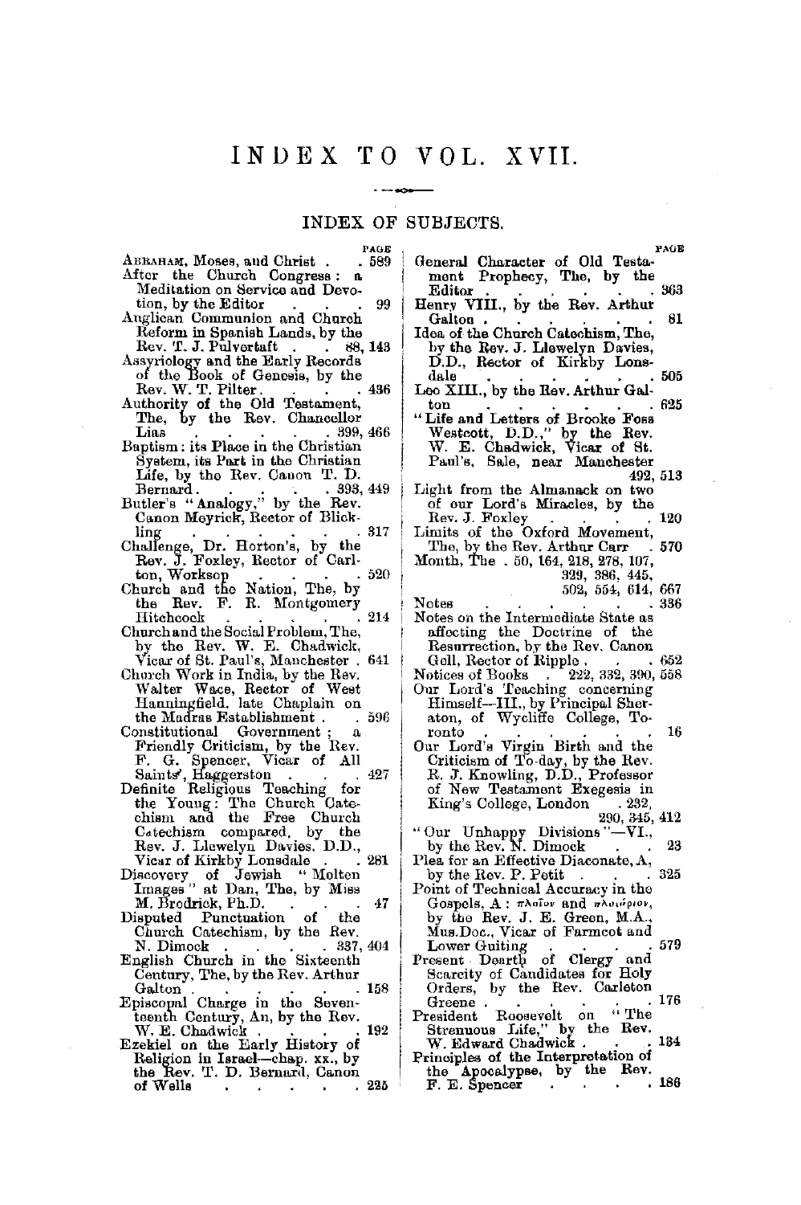# INDEX TO VOL. XVII.

## INDEX OF SUBJECTS.

PAGE

ABRAHAM, Moses, and Christ . . 589

After the Church Congress: a Meditation on Service and Devotion, by the Editor . . . 99

Anglican Communion and Church Reform in Spanish Lands, by the Rev. T. J. Pulvertaft . . 88, 143

Assyriology and the Early Records of the Book of Genesis, by the Rev. W. T. Pilter . . . 436

Authority of the Old Testament, The, by the Rev. Chancellor Lias . . . . . 399, 466

Baptism: its Place in the Christian System, its Part in the Christian Life, by the Rev. Canon T. D. Bernard . . . . . 393, 449

Butler's "Analogy," by the Rev. Canon Meyrick, Rector of Blickling . . . . . . . 317

Challenge, Dr. Horton's, by the Rev. J. Foxley, Rector of Carlton, Worksop . . . . 520

Church and the Nation, The, by the Rev. F. R. Montgomery Hitchcock . . . . . 214

Church and the Social Problem, The, by the Rev. W. E. Chadwick, Vicar of St. Paul's, Manchester . 641

Church Work in India, by the Rev. Walter Wace, Rector of West Hanningfield, late Chaplain on the Madras Establishment . . 596

Constitutional Government; a Friendly Criticism, by the Rev. F. G. Spencer, Vicar of All Saints', Haggerston . . . 427

Definite Religious Teaching for the Young: The Church Catechism and the Free Church Catechism compared, by the Rev. J. Llewelyn Davies, D.D., Vicar of Kirkby Lonsdale . . 281

Discovery of Jewish "Molten Images" at Dan, The, by Miss M. Brodrick, Ph.D. . . . 47

Disputed Punctuation of the Church Catechism, by the Rev. N. Dimock . . . . 337, 404

English Church in the Sixteenth Century, The, by the Rev. Arthur Galton . . . . . . 158

Episcopal Charge in the Seventeenth Century, An, by the Rev. W. E. Chadwick . . . . 192

Ezekiel on the Early History of Religion in Israel—chap. xx., by the Rev. T. D. Bernard, Canon of Wells . . . . . . 225

General Character of Old Testament Prophecy, The, by the Editor . . . . . . . 363

Henry VIII., by the Rev. Arthur Galton . . . . . . . 81

Idea of the Church Catechism, The, by the Rev. J. Llewelyn Davies, D.D., Rector of Kirkby Lonsdale . . . . . . . 505

Leo XIII., by the Rev. Arthur Galton . . . . . . . 625

"Life and Letters of Brooke Foss Westcott, D.D.," by the Rev. W. E. Chadwick, Vicar of St. Paul's, Sale, near Manchester 492, 513

Light from the Almanack on two of our Lord's Miracles, by the Rev. J. Foxley . . . . 120

Limits of the Oxford Movement, The, by the Rev. Arthur Carr . 570

Month, The . 50, 164, 218, 278, 107, 329, 386, 445, 502, 554, 614, 667

Notes . . . . . . . 336

Notes on the Intermediate State as affecting the Doctrine of the Resurrection, by the Rev. Canon Gell, Rector of Ripple . . . 652

Notices of Books . 222, 332, 390, 558

Our Lord's Teaching concerning Himself—III., by Principal Sheraton, of Wycliffe College, Toronto . . . . . . . 16

Our Lord's Virgin Birth and the Criticism of To-day, by the Rev. R. J. Knowling, D.D., Professor of New Testament Exegesis in King's College, London . 232, 290, 345, 412

"Our Unhappy Divisions"—VI., by the Rev. N. Dimock . . 23

Plea for an Effective Diaconate, A, by the Rev. P. Petit . . . 325

Point of Technical Accuracy in the Gospels, A: πλοῖον and πλοιάριον, by the Rev. J. E. Green, M.A., Mus.Doc., Vicar of Farmcot and Lower Guiting . . . . 579

Present Dearth of Clergy and Scarcity of Candidates for Holy Orders, by the Rev. Carleton Greene . . . . . . . 176

President Roosevelt on "The Strenuous Life," by the Rev. W. Edward Chadwick . . . 134

Principles of the Interpretation of the Apocalypse, by the Rev. F. E. Spencer . . . . 186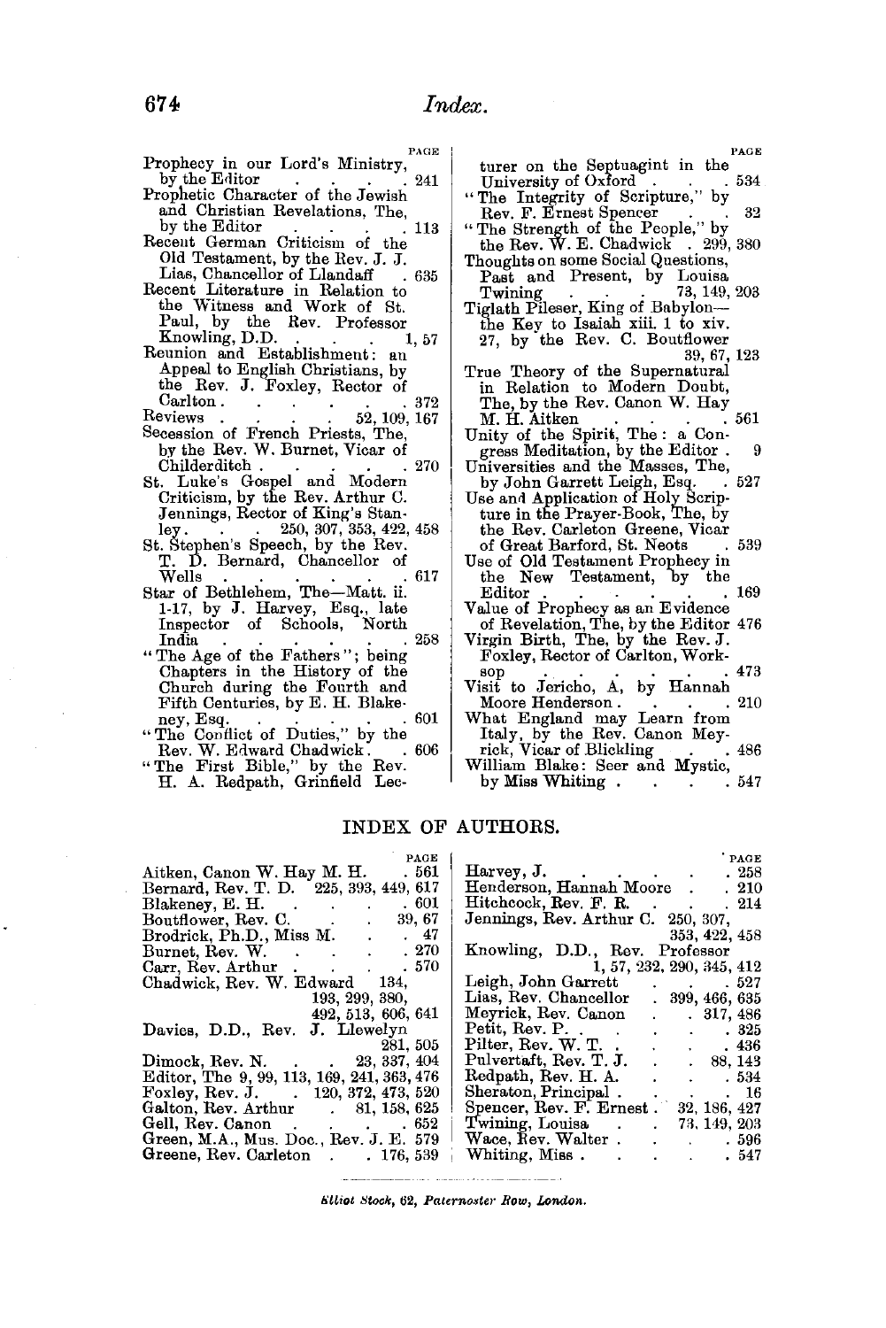Prophecy in our Lord's Ministry, by the Editor . . . . . 241

Prophetic Character of the Jewish and Christian Revelations, The, by the Editor . . . . . 113

Recent German Criticism of the Old Testament, by the Rev. J. J. Lias, Chancellor of Llandaff . 635

Recent Literature in Relation to the Witness and Work of St. Paul, by the Rev. Professor Knowling, D.D. . . . . 1, 57

Reunion and Establishment: an Appeal to English Christians, by the Rev. J. Foxley, Rector of Carlton . . . . . . 372

Reviews . . . . . 52, 109, 167

Secession of French Priests, The, by the Rev. W. Burnet, Vicar of Childerditch . . . . . 270

St. Luke's Gospel and Modern Criticism, by the Rev. Arthur C. Jennings, Rector of King's Stanley . . . 250, 307, 353, 422, 458

St. Stephen's Speech, by the Rev. T. D. Bernard, Chancellor of Wells . . . . . . . 617

Star of Bethlehem, The—Matt. ii. 1-17, by J. Harvey, Esq., late Inspector of Schools, North India . . . . . . . 258

"The Age of the Fathers"; being Chapters in the History of the Church during the Fourth and Fifth Centuries, by E. H. Blakeney, Esq. . . . . . . 601

"The Conflict of Duties," by the Rev. W. Edward Chadwick . . 606

"The First Bible," by the Rev. H. A. Redpath, Grinfield Lecturer on the Septuagint in the University of Oxford . . . 534

"The Integrity of Scripture," by Rev. F. Ernest Spencer . . 32

"The Strength of the People," by the Rev. W. E. Chadwick . 299, 380

Thoughts on some Social Questions, Past and Present, by Louisa Twining . . . . 73, 149, 203

Tiglath Pileser, King of Babylon—the Key to Isaiah xiii. 1 to xiv. 27, by the Rev. C. Boutflower 39, 67, 123

True Theory of the Supernatural in Relation to Modern Doubt, The, by the Rev. Canon W. Hay M. H. Aitken . . . . . 561

Unity of the Spirit, The: a Congress Meditation, by the Editor . 9

Universities and the Masses, The, by John Garrett Leigh, Esq. . 527

Use and Application of Holy Scripture in the Prayer-Book, The, by the Rev. Carleton Greene, Vicar of Great Barford, St. Neots . 539

Use of Old Testament Prophecy in the New Testament, by the Editor . . . . . . . 169

Value of Prophecy as an Evidence of Revelation, The, by the Editor 476

Virgin Birth, The, by the Rev. J. Foxley, Rector of Carlton, Worksop . . . . . . . 473

Visit to Jericho, A, by Hannah Moore Henderson . . . . 210

What England may Learn from Italy, by the Rev. Canon Meyrick, Vicar of Blickling . . 486

William Blake: Seer and Mystic, by Miss Whiting . . . . 547

# INDEX OF AUTHORS.

| | PAGE |
|---|---|
| Aitken, Canon W. Hay M. H. | 561 |
| Bernard, Rev. T. D. | 225, 393, 449, 617 |
| Blakeney, E. H. | 601 |
| Boutflower, Rev. C. | 39, 67 |
| Brodrick, Ph.D., Miss M. | 47 |
| Burnet, Rev. W. | 270 |
| Carr, Rev. Arthur | 570 |
| Chadwick, Rev. W. Edward | 134, 193, 299, 380, 492, 513, 606, 641 |
| Davies, D.D., Rev. J. Llewelyn | 281, 505 |
| Dimock, Rev. N. | 23, 337, 404 |
| Editor, The | 9, 99, 113, 169, 241, 363, 476 |
| Foxley, Rev. J. | 120, 372, 473, 520 |
| Galton, Rev. Arthur | 81, 158, 625 |
| Gell, Rev. Canon | 652 |
| Green, M.A., Mus. Doc., Rev. J. E. | 579 |
| Greene, Rev. Carleton | 176, 539 |
| Harvey, J. | 258 |
| Henderson, Hannah Moore | 210 |
| Hitchcock, Rev. F. R. | 214 |
| Jennings, Rev. Arthur C. | 250, 307, 353, 422, 458 |
| Knowling, D.D., Rev. Professor | 1, 57, 232, 290, 345, 412 |
| Leigh, John Garrett | 527 |
| Lias, Rev. Chancellor | 399, 466, 635 |
| Meyrick, Rev. Canon | 317, 486 |
| Petit, Rev. P. | 325 |
| Pilter, Rev. W. T. | 436 |
| Pulvertaft, Rev. T. J. | 88, 143 |
| Redpath, Rev. H. A. | 534 |
| Sheraton, Principal | 16 |
| Spencer, Rev. F. Ernest | 32, 186, 427 |
| Twining, Louisa | 73, 149, 203 |
| Wace, Rev. Walter | 596 |
| Whiting, Miss | 547 |

---

*Elliot Stock, 62, Paternoster Row, London.*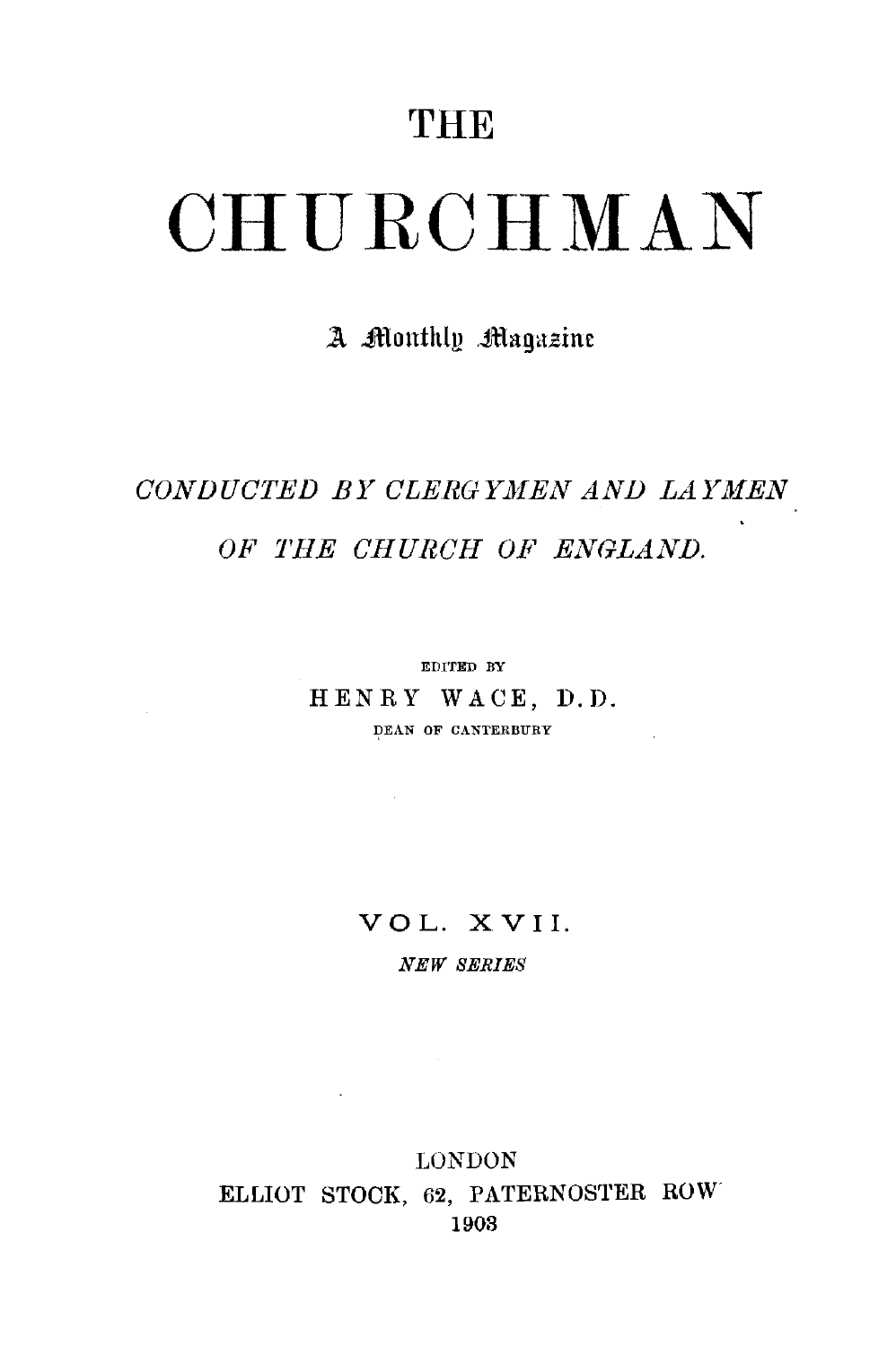# THE

# CHURCHMAN

## A Monthly Magazine

*CONDUCTED BY CLERGYMEN AND LAYMEN*

*OF THE CHURCH OF ENGLAND.*

EDITED BY

HENRY WACE, D.D.

DEAN OF CANTERBURY

VOL. XVII.

*NEW SERIES*

LONDON

ELLIOT STOCK, 62, PATERNOSTER ROW

1903